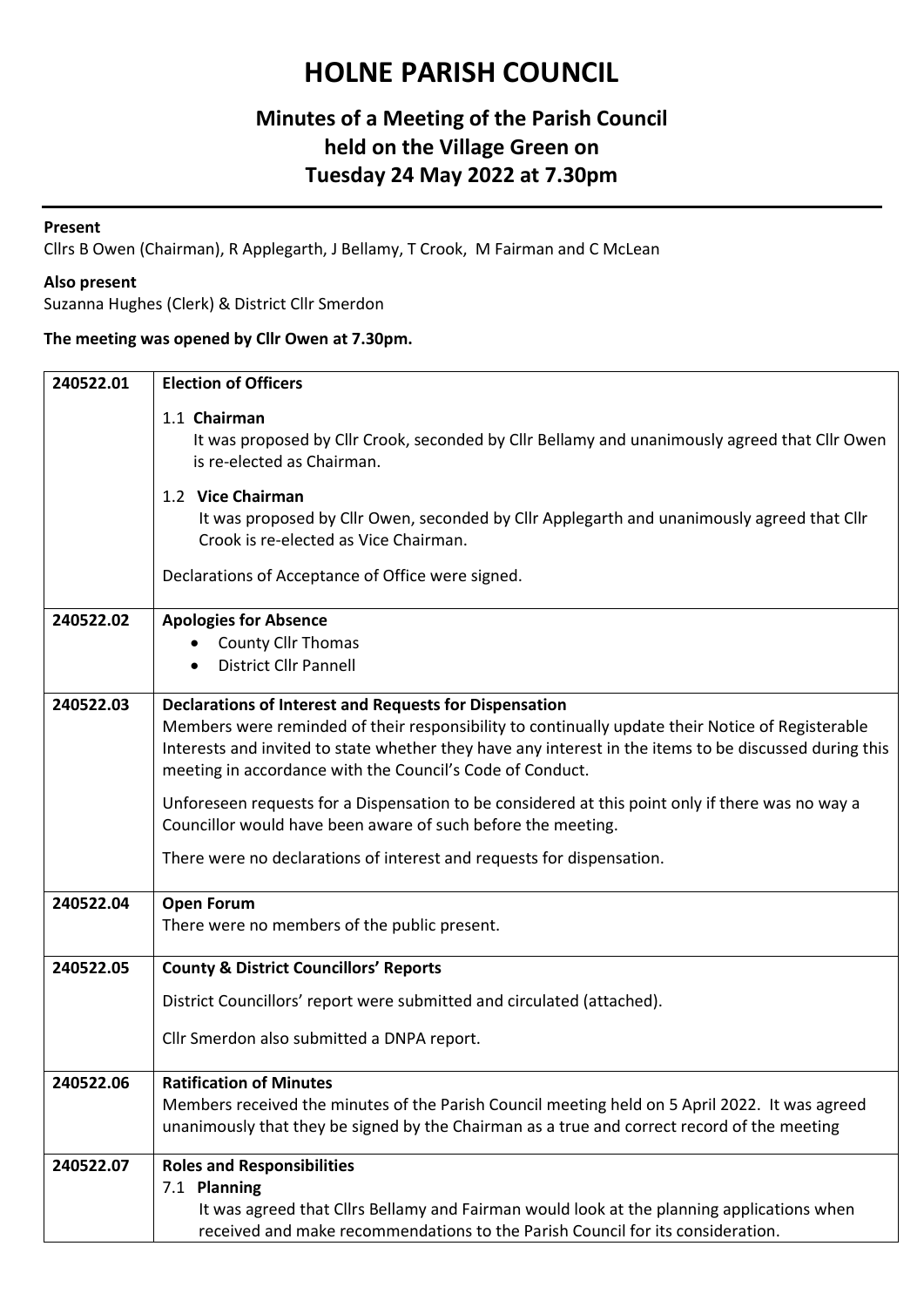# HOLNE PARISH COUNCIL

## Minutes of a Meeting of the Parish Council held on the Village Green on Tuesday 24 May 2022 at 7.30pm

**Present**

Cllrs B Owen (Chairman), R Applegarth, J Bellamy, T Crook, M Fairman and C McLean

**Also present**

Suzanna Hughes (Clerk) & District Cllr Smerdon

**The meeting was opened by Cllr Owen at 7.30pm.**

| | |
|---|---|
| 240522.01 | **Election of Officers**<br><br>1.1 **Chairman**<br>It was proposed by Cllr Crook, seconded by Cllr Bellamy and unanimously agreed that Cllr Owen is re-elected as Chairman.<br><br>1.2 **Vice Chairman**<br>It was proposed by Cllr Owen, seconded by Cllr Applegarth and unanimously agreed that Cllr Crook is re-elected as Vice Chairman.<br><br>Declarations of Acceptance of Office were signed. |
| 240522.02 | **Apologies for Absence**<br>• County Cllr Thomas<br>• District Cllr Pannell |
| 240522.03 | **Declarations of Interest and Requests for Dispensation**<br>Members were reminded of their responsibility to continually update their Notice of Registerable Interests and invited to state whether they have any interest in the items to be discussed during this meeting in accordance with the Council's Code of Conduct.<br><br>Unforeseen requests for a Dispensation to be considered at this point only if there was no way a Councillor would have been aware of such before the meeting.<br><br>There were no declarations of interest and requests for dispensation. |
| 240522.04 | **Open Forum**<br>There were no members of the public present. |
| 240522.05 | **County & District Councillors' Reports**<br><br>District Councillors' report were submitted and circulated (attached).<br><br>Cllr Smerdon also submitted a DNPA report. |
| 240522.06 | **Ratification of Minutes**<br>Members received the minutes of the Parish Council meeting held on 5 April 2022. It was agreed unanimously that they be signed by the Chairman as a true and correct record of the meeting |
| 240522.07 | **Roles and Responsibilities**<br>7.1 **Planning**<br>It was agreed that Cllrs Bellamy and Fairman would look at the planning applications when received and make recommendations to the Parish Council for its consideration. |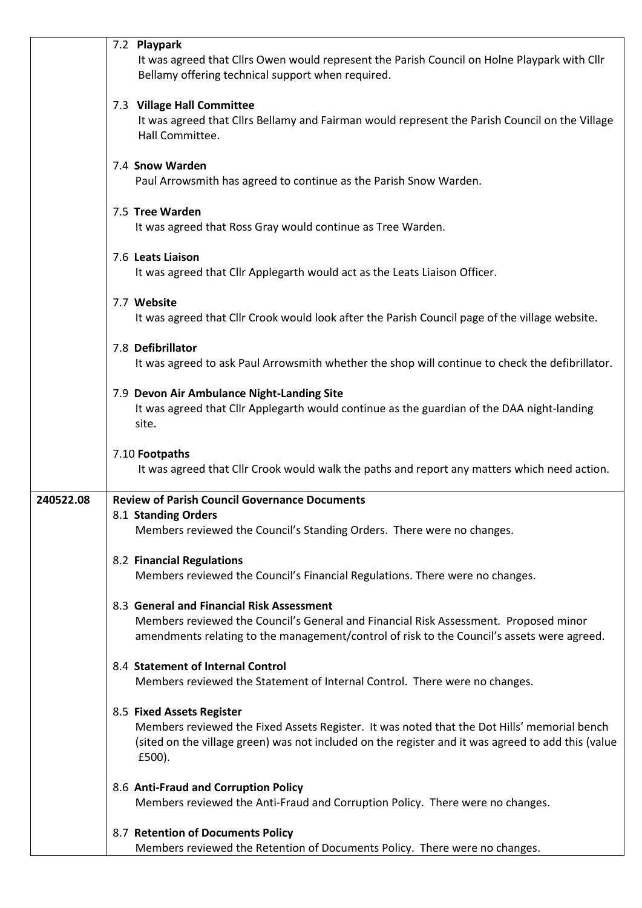| | |
|---|---|
| | **7.2 Playpark**<br>It was agreed that Cllrs Owen would represent the Parish Council on Holne Playpark with Cllr Bellamy offering technical support when required.<br><br>**7.3 Village Hall Committee**<br>It was agreed that Cllrs Bellamy and Fairman would represent the Parish Council on the Village Hall Committee.<br><br>**7.4 Snow Warden**<br>Paul Arrowsmith has agreed to continue as the Parish Snow Warden.<br><br>**7.5 Tree Warden**<br>It was agreed that Ross Gray would continue as Tree Warden.<br><br>**7.6 Leats Liaison**<br>It was agreed that Cllr Applegarth would act as the Leats Liaison Officer.<br><br>**7.7 Website**<br>It was agreed that Cllr Crook would look after the Parish Council page of the village website.<br><br>**7.8 Defibrillator**<br>It was agreed to ask Paul Arrowsmith whether the shop will continue to check the defibrillator.<br><br>**7.9 Devon Air Ambulance Night-Landing Site**<br>It was agreed that Cllr Applegarth would continue as the guardian of the DAA night-landing site.<br><br>**7.10 Footpaths**<br>It was agreed that Cllr Crook would walk the paths and report any matters which need action. |
| **240522.08** | **Review of Parish Council Governance Documents**<br>**8.1 Standing Orders**<br>Members reviewed the Council's Standing Orders. There were no changes.<br><br>**8.2 Financial Regulations**<br>Members reviewed the Council's Financial Regulations. There were no changes.<br><br>**8.3 General and Financial Risk Assessment**<br>Members reviewed the Council's General and Financial Risk Assessment. Proposed minor amendments relating to the management/control of risk to the Council's assets were agreed.<br><br>**8.4 Statement of Internal Control**<br>Members reviewed the Statement of Internal Control. There were no changes.<br><br>**8.5 Fixed Assets Register**<br>Members reviewed the Fixed Assets Register. It was noted that the Dot Hills' memorial bench (sited on the village green) was not included on the register and it was agreed to add this (value £500).<br><br>**8.6 Anti-Fraud and Corruption Policy**<br>Members reviewed the Anti-Fraud and Corruption Policy. There were no changes.<br><br>**8.7 Retention of Documents Policy**<br>Members reviewed the Retention of Documents Policy. There were no changes. |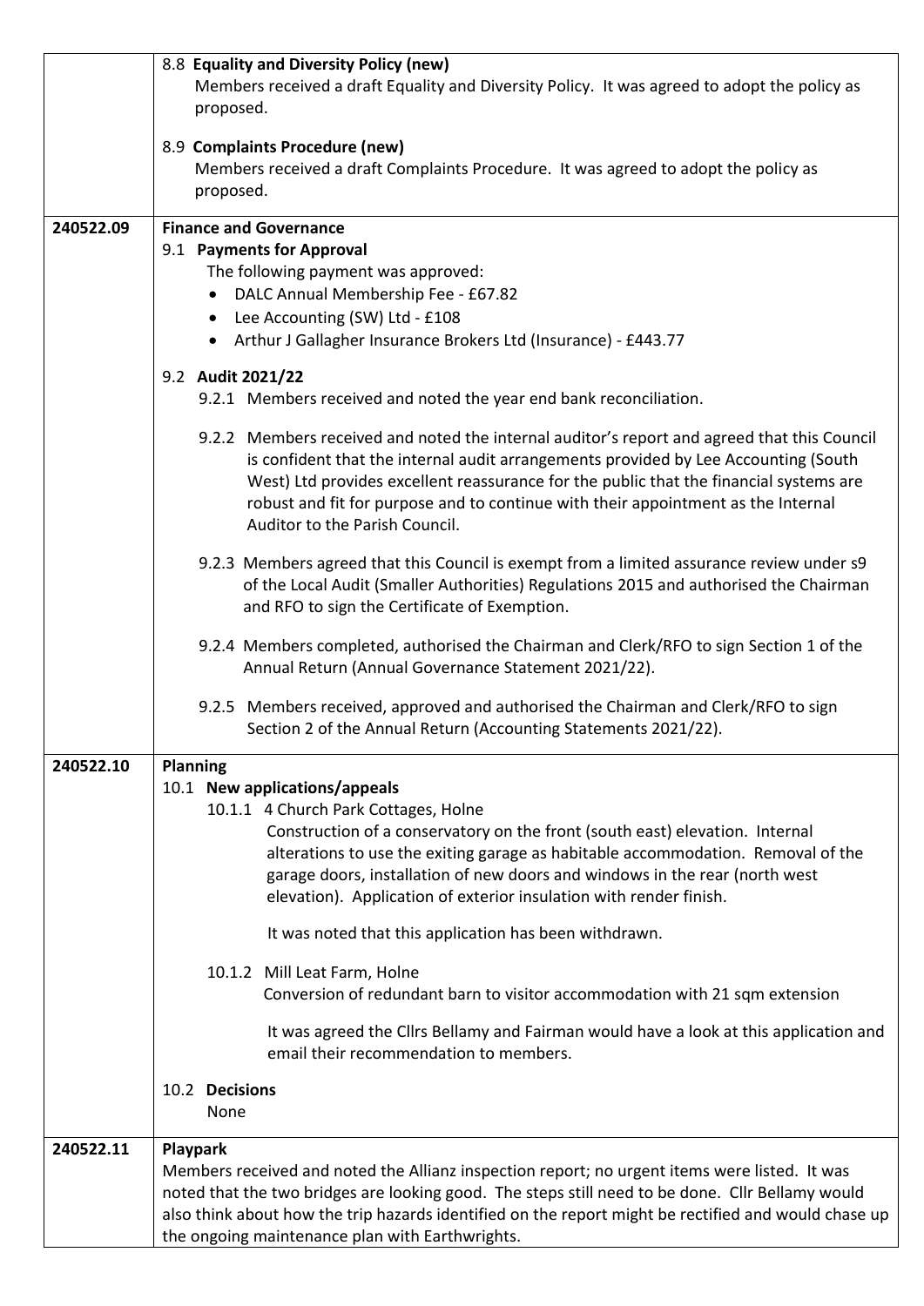| | |
|---|---|
| | 8.8 **Equality and Diversity Policy (new)**<br>Members received a draft Equality and Diversity Policy. It was agreed to adopt the policy as proposed.<br><br>8.9 **Complaints Procedure (new)**<br>Members received a draft Complaints Procedure. It was agreed to adopt the policy as proposed. |
| **240522.09** | **Finance and Governance**<br>9.1 **Payments for Approval**<br>The following payment was approved:<br>• DALC Annual Membership Fee - £67.82<br>• Lee Accounting (SW) Ltd - £108<br>• Arthur J Gallagher Insurance Brokers Ltd (Insurance) - £443.77<br><br>9.2 **Audit 2021/22**<br>9.2.1 Members received and noted the year end bank reconciliation.<br><br>9.2.2 Members received and noted the internal auditor's report and agreed that this Council is confident that the internal audit arrangements provided by Lee Accounting (South West) Ltd provides excellent reassurance for the public that the financial systems are robust and fit for purpose and to continue with their appointment as the Internal Auditor to the Parish Council.<br><br>9.2.3 Members agreed that this Council is exempt from a limited assurance review under s9 of the Local Audit (Smaller Authorities) Regulations 2015 and authorised the Chairman and RFO to sign the Certificate of Exemption.<br><br>9.2.4 Members completed, authorised the Chairman and Clerk/RFO to sign Section 1 of the Annual Return (Annual Governance Statement 2021/22).<br><br>9.2.5 Members received, approved and authorised the Chairman and Clerk/RFO to sign Section 2 of the Annual Return (Accounting Statements 2021/22). |
| **240522.10** | **Planning**<br>10.1 **New applications/appeals**<br>10.1.1 4 Church Park Cottages, Holne<br>Construction of a conservatory on the front (south east) elevation. Internal alterations to use the exiting garage as habitable accommodation. Removal of the garage doors, installation of new doors and windows in the rear (north west elevation). Application of exterior insulation with render finish.<br><br>It was noted that this application has been withdrawn.<br><br>10.1.2 Mill Leat Farm, Holne<br>Conversion of redundant barn to visitor accommodation with 21 sqm extension<br><br>It was agreed the Cllrs Bellamy and Fairman would have a look at this application and email their recommendation to members.<br><br>10.2 **Decisions**<br>None |
| **240522.11** | **Playpark**<br>Members received and noted the Allianz inspection report; no urgent items were listed. It was noted that the two bridges are looking good. The steps still need to be done. Cllr Bellamy would also think about how the trip hazards identified on the report might be rectified and would chase up the ongoing maintenance plan with Earthwrights. |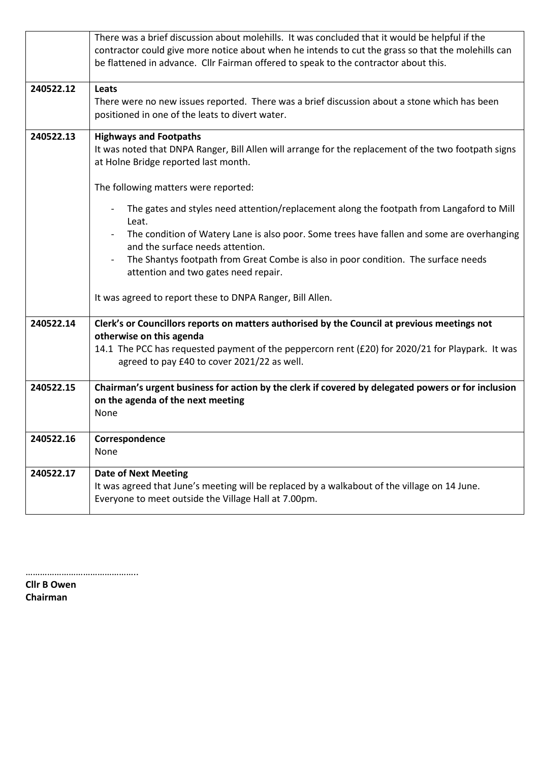| | |
|---|---|
| | There was a brief discussion about molehills. It was concluded that it would be helpful if the contractor could give more notice about when he intends to cut the grass so that the molehills can be flattened in advance. Cllr Fairman offered to speak to the contractor about this. |
| 240522.12 | **Leats**<br>There were no new issues reported. There was a brief discussion about a stone which has been positioned in one of the leats to divert water. |
| 240522.13 | **Highways and Footpaths**<br>It was noted that DNPA Ranger, Bill Allen will arrange for the replacement of the two footpath signs at Holne Bridge reported last month.<br><br>The following matters were reported:<br><br>- The gates and styles need attention/replacement along the footpath from Langaford to Mill Leat.<br>- The condition of Watery Lane is also poor. Some trees have fallen and some are overhanging and the surface needs attention.<br>- The Shantys footpath from Great Combe is also in poor condition. The surface needs attention and two gates need repair.<br><br>It was agreed to report these to DNPA Ranger, Bill Allen. |
| 240522.14 | **Clerk's or Councillors reports on matters authorised by the Council at previous meetings not otherwise on this agenda**<br>14.1 The PCC has requested payment of the peppercorn rent (£20) for 2020/21 for Playpark. It was agreed to pay £40 to cover 2021/22 as well. |
| 240522.15 | **Chairman's urgent business for action by the clerk if covered by delegated powers or for inclusion on the agenda of the next meeting**<br>None |
| 240522.16 | **Correspondence**<br>None |
| 240522.17 | **Date of Next Meeting**<br>It was agreed that June's meeting will be replaced by a walkabout of the village on 14 June. Everyone to meet outside the Village Hall at 7.00pm. |

……………………………………..

**Cllr B Owen**
**Chairman**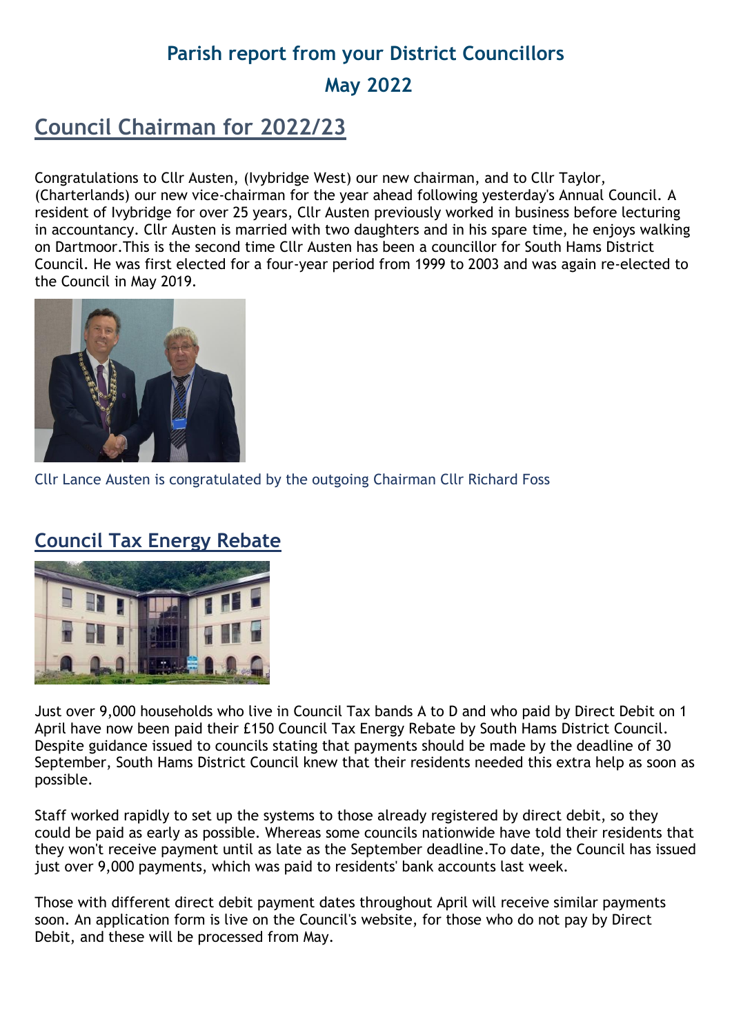# Parish report from your District Councillors

## May 2022

## Council Chairman for 2022/23

Congratulations to Cllr Austen, (Ivybridge West) our new chairman, and to Cllr Taylor, (Charterlands) our new vice-chairman for the year ahead following yesterday's Annual Council. A resident of Ivybridge for over 25 years, Cllr Austen previously worked in business before lecturing in accountancy. Cllr Austen is married with two daughters and in his spare time, he enjoys walking on Dartmoor.This is the second time Cllr Austen has been a councillor for South Hams District Council. He was first elected for a four-year period from 1999 to 2003 and was again re-elected to the Council in May 2019.

Cllr Lance Austen is congratulated by the outgoing Chairman Cllr Richard Foss

## Council Tax Energy Rebate

Just over 9,000 households who live in Council Tax bands A to D and who paid by Direct Debit on 1 April have now been paid their £150 Council Tax Energy Rebate by South Hams District Council. Despite guidance issued to councils stating that payments should be made by the deadline of 30 September, South Hams District Council knew that their residents needed this extra help as soon as possible.

Staff worked rapidly to set up the systems to those already registered by direct debit, so they could be paid as early as possible. Whereas some councils nationwide have told their residents that they won't receive payment until as late as the September deadline.To date, the Council has issued just over 9,000 payments, which was paid to residents' bank accounts last week.

Those with different direct debit payment dates throughout April will receive similar payments soon. An application form is live on the Council's website, for those who do not pay by Direct Debit, and these will be processed from May.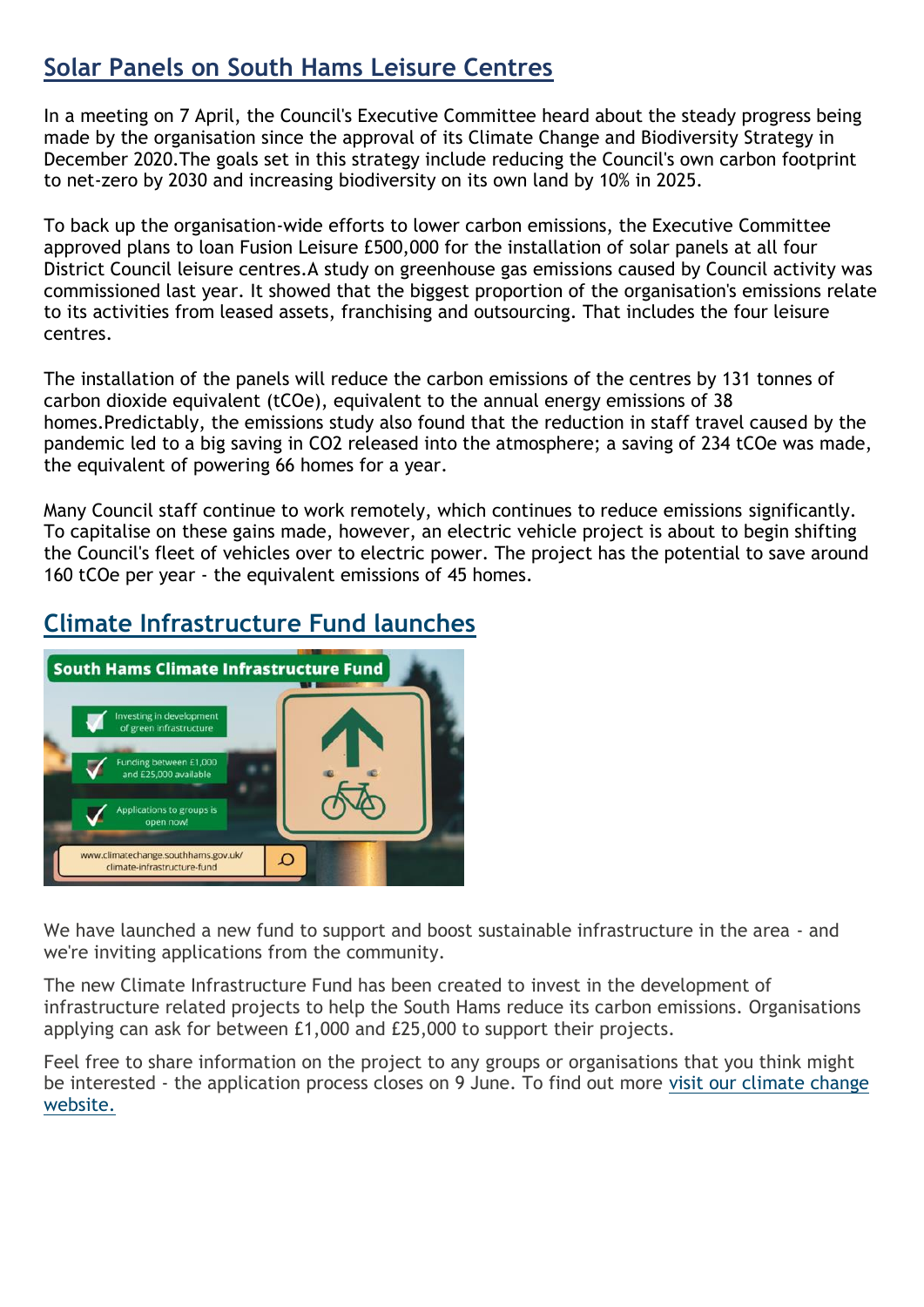## Solar Panels on South Hams Leisure Centres

In a meeting on 7 April, the Council's Executive Committee heard about the steady progress being made by the organisation since the approval of its Climate Change and Biodiversity Strategy in December 2020.The goals set in this strategy include reducing the Council's own carbon footprint to net-zero by 2030 and increasing biodiversity on its own land by 10% in 2025.

To back up the organisation-wide efforts to lower carbon emissions, the Executive Committee approved plans to loan Fusion Leisure £500,000 for the installation of solar panels at all four District Council leisure centres.A study on greenhouse gas emissions caused by Council activity was commissioned last year. It showed that the biggest proportion of the organisation's emissions relate to its activities from leased assets, franchising and outsourcing. That includes the four leisure centres.

The installation of the panels will reduce the carbon emissions of the centres by 131 tonnes of carbon dioxide equivalent (tCOe), equivalent to the annual energy emissions of 38 homes.Predictably, the emissions study also found that the reduction in staff travel caused by the pandemic led to a big saving in CO2 released into the atmosphere; a saving of 234 tCOe was made, the equivalent of powering 66 homes for a year.

Many Council staff continue to work remotely, which continues to reduce emissions significantly. To capitalise on these gains made, however, an electric vehicle project is about to begin shifting the Council's fleet of vehicles over to electric power. The project has the potential to save around 160 tCOe per year - the equivalent emissions of 45 homes.

## Climate Infrastructure Fund launches

South Hams Climate Infrastructure Fund

- Investing in development of green infrastructure
- Funding between £1,000 and £25,000 available
- Applications to groups is open now!

www.climatechange.southhams.gov.uk/climate-infrastructure-fund

We have launched a new fund to support and boost sustainable infrastructure in the area - and we're inviting applications from the community.

The new Climate Infrastructure Fund has been created to invest in the development of infrastructure related projects to help the South Hams reduce its carbon emissions. Organisations applying can ask for between £1,000 and £25,000 to support their projects.

Feel free to share information on the project to any groups or organisations that you think might be interested - the application process closes on 9 June. To find out more visit our climate change website.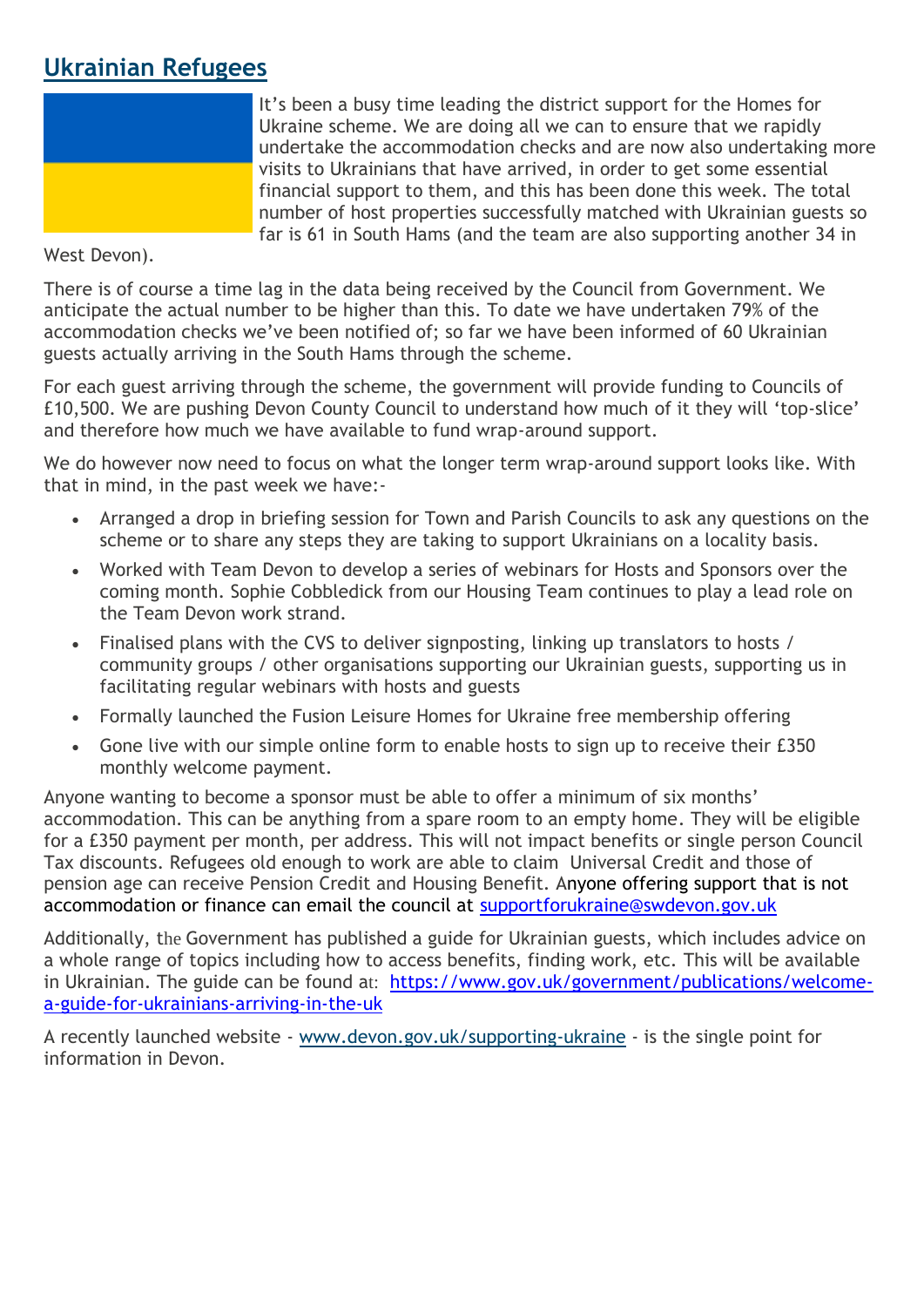## Ukrainian Refugees

It's been a busy time leading the district support for the Homes for Ukraine scheme. We are doing all we can to ensure that we rapidly undertake the accommodation checks and are now also undertaking more visits to Ukrainians that have arrived, in order to get some essential financial support to them, and this has been done this week. The total number of host properties successfully matched with Ukrainian guests so far is 61 in South Hams (and the team are also supporting another 34 in West Devon).

There is of course a time lag in the data being received by the Council from Government. We anticipate the actual number to be higher than this. To date we have undertaken 79% of the accommodation checks we've been notified of; so far we have been informed of 60 Ukrainian guests actually arriving in the South Hams through the scheme.

For each guest arriving through the scheme, the government will provide funding to Councils of £10,500. We are pushing Devon County Council to understand how much of it they will 'top-slice' and therefore how much we have available to fund wrap-around support.

We do however now need to focus on what the longer term wrap-around support looks like. With that in mind, in the past week we have:-

- Arranged a drop in briefing session for Town and Parish Councils to ask any questions on the scheme or to share any steps they are taking to support Ukrainians on a locality basis.
- Worked with Team Devon to develop a series of webinars for Hosts and Sponsors over the coming month. Sophie Cobbledick from our Housing Team continues to play a lead role on the Team Devon work strand.
- Finalised plans with the CVS to deliver signposting, linking up translators to hosts / community groups / other organisations supporting our Ukrainian guests, supporting us in facilitating regular webinars with hosts and guests
- Formally launched the Fusion Leisure Homes for Ukraine free membership offering
- Gone live with our simple online form to enable hosts to sign up to receive their £350 monthly welcome payment.

Anyone wanting to become a sponsor must be able to offer a minimum of six months' accommodation. This can be anything from a spare room to an empty home. They will be eligible for a £350 payment per month, per address. This will not impact benefits or single person Council Tax discounts. Refugees old enough to work are able to claim Universal Credit and those of pension age can receive Pension Credit and Housing Benefit. Anyone offering support that is not accommodation or finance can email the council at [supportforukraine@swdevon.gov.uk](mailto:supportforukraine@swdevon.gov.uk)

Additionally, the Government has published a guide for Ukrainian guests, which includes advice on a whole range of topics including how to access benefits, finding work, etc. This will be available in Ukrainian. The guide can be found at: [https://www.gov.uk/government/publications/welcome-a-guide-for-ukrainians-arriving-in-the-uk](https://www.gov.uk/government/publications/welcome-a-guide-for-ukrainians-arriving-in-the-uk)

A recently launched website - [www.devon.gov.uk/supporting-ukraine](http://www.devon.gov.uk/supporting-ukraine) - is the single point for information in Devon.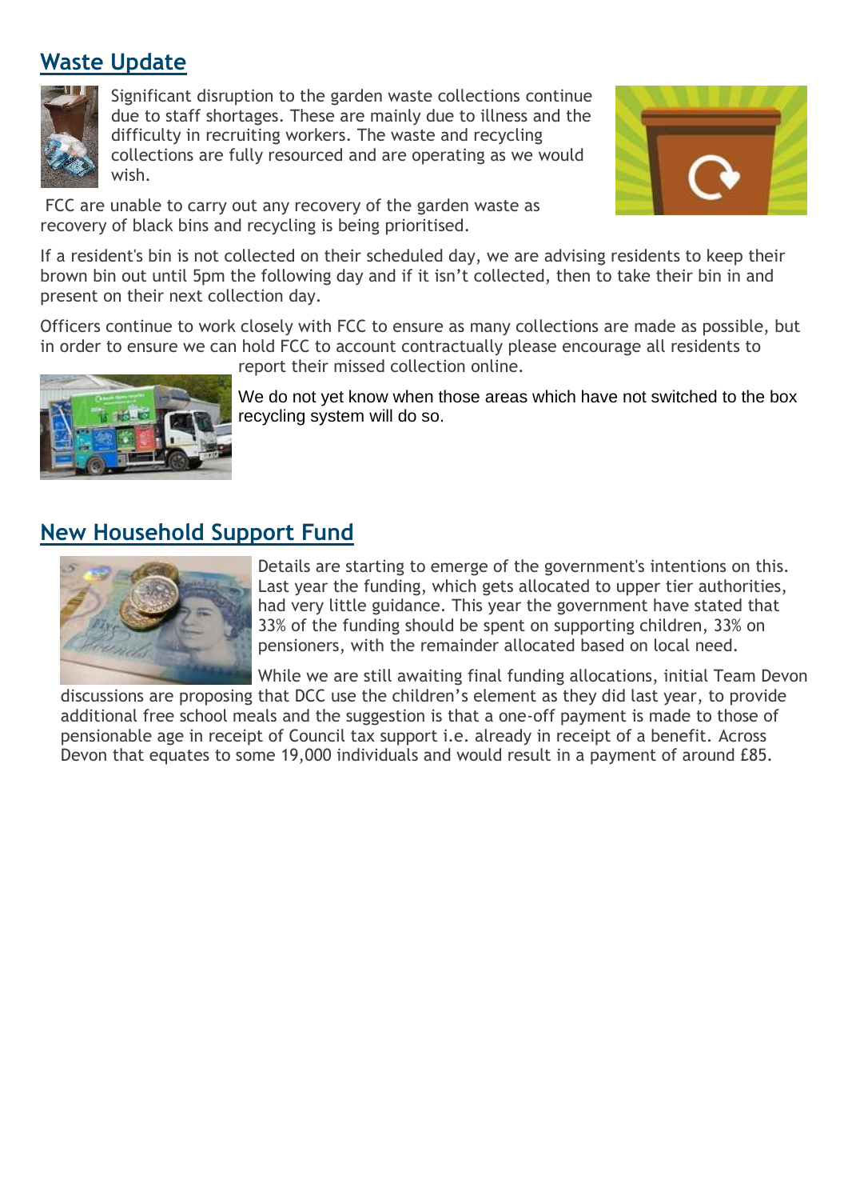## Waste Update

Significant disruption to the garden waste collections continue due to staff shortages. These are mainly due to illness and the difficulty in recruiting workers. The waste and recycling collections are fully resourced and are operating as we would wish.

FCC are unable to carry out any recovery of the garden waste as recovery of black bins and recycling is being prioritised.

If a resident's bin is not collected on their scheduled day, we are advising residents to keep their brown bin out until 5pm the following day and if it isn't collected, then to take their bin in and present on their next collection day.

Officers continue to work closely with FCC to ensure as many collections are made as possible, but in order to ensure we can hold FCC to account contractually please encourage all residents to report their missed collection online.

We do not yet know when those areas which have not switched to the box recycling system will do so.

## New Household Support Fund

Details are starting to emerge of the government's intentions on this. Last year the funding, which gets allocated to upper tier authorities, had very little guidance. This year the government have stated that 33% of the funding should be spent on supporting children, 33% on pensioners, with the remainder allocated based on local need.

While we are still awaiting final funding allocations, initial Team Devon discussions are proposing that DCC use the children's element as they did last year, to provide additional free school meals and the suggestion is that a one-off payment is made to those of pensionable age in receipt of Council tax support i.e. already in receipt of a benefit. Across Devon that equates to some 19,000 individuals and would result in a payment of around £85.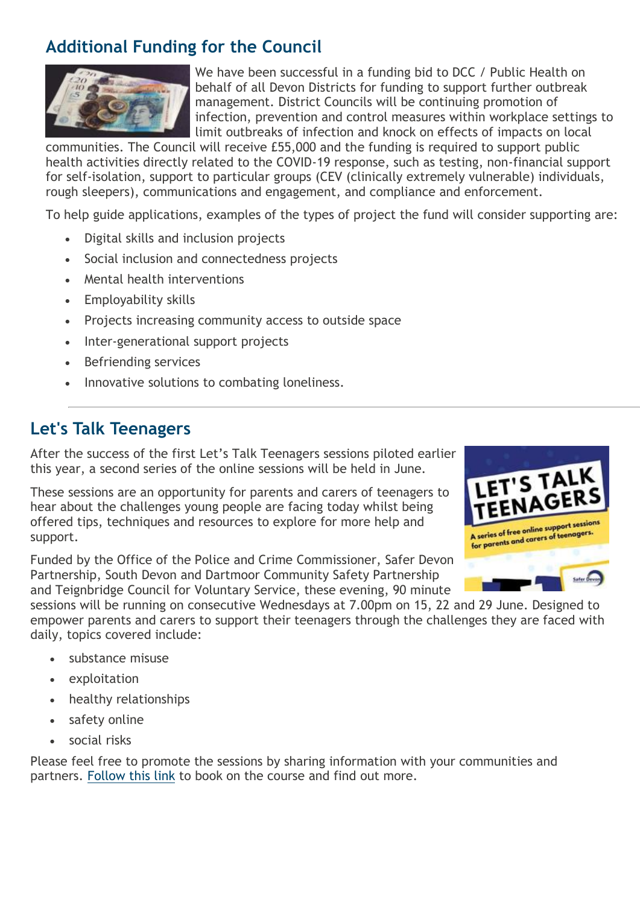## Additional Funding for the Council

We have been successful in a funding bid to DCC / Public Health on behalf of all Devon Districts for funding to support further outbreak management. District Councils will be continuing promotion of infection, prevention and control measures within workplace settings to limit outbreaks of infection and knock on effects of impacts on local communities. The Council will receive £55,000 and the funding is required to support public health activities directly related to the COVID-19 response, such as testing, non-financial support for self-isolation, support to particular groups (CEV (clinically extremely vulnerable) individuals, rough sleepers), communications and engagement, and compliance and enforcement.

To help guide applications, examples of the types of project the fund will consider supporting are:

- Digital skills and inclusion projects
- Social inclusion and connectedness projects
- Mental health interventions
- Employability skills
- Projects increasing community access to outside space
- Inter-generational support projects
- Befriending services
- Innovative solutions to combating loneliness.

---

## Let's Talk Teenagers

After the success of the first Let's Talk Teenagers sessions piloted earlier this year, a second series of the online sessions will be held in June.

These sessions are an opportunity for parents and carers of teenagers to hear about the challenges young people are facing today whilst being offered tips, techniques and resources to explore for more help and support.

Funded by the Office of the Police and Crime Commissioner, Safer Devon Partnership, South Devon and Dartmoor Community Safety Partnership and Teignbridge Council for Voluntary Service, these evening, 90 minute sessions will be running on consecutive Wednesdays at 7.00pm on 15, 22 and 29 June. Designed to empower parents and carers to support their teenagers through the challenges they are faced with daily, topics covered include:

- substance misuse
- exploitation
- healthy relationships
- safety online
- social risks

Please feel free to promote the sessions by sharing information with your communities and partners. Follow this link to book on the course and find out more.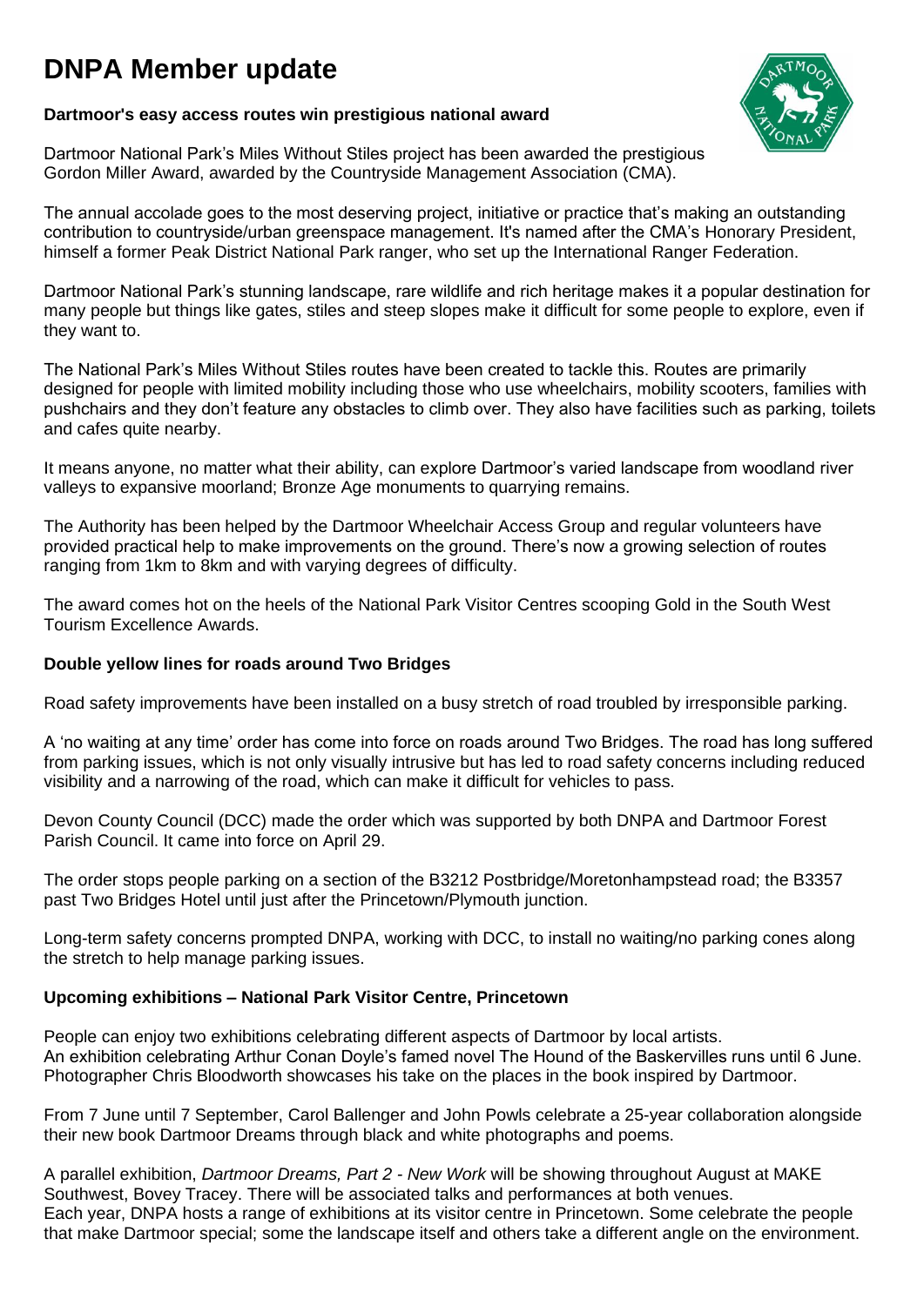# DNPA Member update

**Dartmoor's easy access routes win prestigious national award**

Dartmoor National Park's Miles Without Stiles project has been awarded the prestigious Gordon Miller Award, awarded by the Countryside Management Association (CMA).

The annual accolade goes to the most deserving project, initiative or practice that's making an outstanding contribution to countryside/urban greenspace management. It's named after the CMA's Honorary President, himself a former Peak District National Park ranger, who set up the International Ranger Federation.

Dartmoor National Park's stunning landscape, rare wildlife and rich heritage makes it a popular destination for many people but things like gates, stiles and steep slopes make it difficult for some people to explore, even if they want to.

The National Park's Miles Without Stiles routes have been created to tackle this. Routes are primarily designed for people with limited mobility including those who use wheelchairs, mobility scooters, families with pushchairs and they don't feature any obstacles to climb over. They also have facilities such as parking, toilets and cafes quite nearby.

It means anyone, no matter what their ability, can explore Dartmoor's varied landscape from woodland river valleys to expansive moorland; Bronze Age monuments to quarrying remains.

The Authority has been helped by the Dartmoor Wheelchair Access Group and regular volunteers have provided practical help to make improvements on the ground. There's now a growing selection of routes ranging from 1km to 8km and with varying degrees of difficulty.

The award comes hot on the heels of the National Park Visitor Centres scooping Gold in the South West Tourism Excellence Awards.

**Double yellow lines for roads around Two Bridges**

Road safety improvements have been installed on a busy stretch of road troubled by irresponsible parking.

A 'no waiting at any time' order has come into force on roads around Two Bridges. The road has long suffered from parking issues, which is not only visually intrusive but has led to road safety concerns including reduced visibility and a narrowing of the road, which can make it difficult for vehicles to pass.

Devon County Council (DCC) made the order which was supported by both DNPA and Dartmoor Forest Parish Council. It came into force on April 29.

The order stops people parking on a section of the B3212 Postbridge/Moretonhampstead road; the B3357 past Two Bridges Hotel until just after the Princetown/Plymouth junction.

Long-term safety concerns prompted DNPA, working with DCC, to install no waiting/no parking cones along the stretch to help manage parking issues.

**Upcoming exhibitions – National Park Visitor Centre, Princetown**

People can enjoy two exhibitions celebrating different aspects of Dartmoor by local artists.
An exhibition celebrating Arthur Conan Doyle's famed novel The Hound of the Baskervilles runs until 6 June. Photographer Chris Bloodworth showcases his take on the places in the book inspired by Dartmoor.

From 7 June until 7 September, Carol Ballenger and John Powls celebrate a 25-year collaboration alongside their new book Dartmoor Dreams through black and white photographs and poems.

A parallel exhibition, *Dartmoor Dreams, Part 2 - New Work* will be showing throughout August at MAKE Southwest, Bovey Tracey. There will be associated talks and performances at both venues.
Each year, DNPA hosts a range of exhibitions at its visitor centre in Princetown. Some celebrate the people that make Dartmoor special; some the landscape itself and others take a different angle on the environment.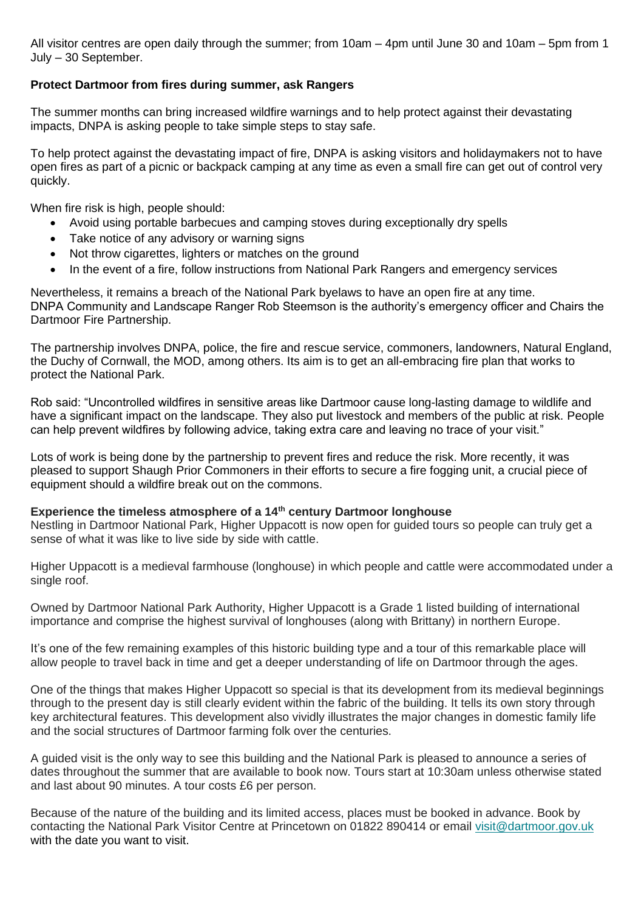All visitor centres are open daily through the summer; from 10am – 4pm until June 30 and 10am – 5pm from 1 July – 30 September.

**Protect Dartmoor from fires during summer, ask Rangers**

The summer months can bring increased wildfire warnings and to help protect against their devastating impacts, DNPA is asking people to take simple steps to stay safe.

To help protect against the devastating impact of fire, DNPA is asking visitors and holidaymakers not to have open fires as part of a picnic or backpack camping at any time as even a small fire can get out of control very quickly.

When fire risk is high, people should:

- Avoid using portable barbecues and camping stoves during exceptionally dry spells
- Take notice of any advisory or warning signs
- Not throw cigarettes, lighters or matches on the ground
- In the event of a fire, follow instructions from National Park Rangers and emergency services

Nevertheless, it remains a breach of the National Park byelaws to have an open fire at any time. DNPA Community and Landscape Ranger Rob Steemson is the authority's emergency officer and Chairs the Dartmoor Fire Partnership.

The partnership involves DNPA, police, the fire and rescue service, commoners, landowners, Natural England, the Duchy of Cornwall, the MOD, among others. Its aim is to get an all-embracing fire plan that works to protect the National Park.

Rob said: "Uncontrolled wildfires in sensitive areas like Dartmoor cause long-lasting damage to wildlife and have a significant impact on the landscape. They also put livestock and members of the public at risk. People can help prevent wildfires by following advice, taking extra care and leaving no trace of your visit."

Lots of work is being done by the partnership to prevent fires and reduce the risk. More recently, it was pleased to support Shaugh Prior Commoners in their efforts to secure a fire fogging unit, a crucial piece of equipment should a wildfire break out on the commons.

**Experience the timeless atmosphere of a 14th century Dartmoor longhouse**

Nestling in Dartmoor National Park, Higher Uppacott is now open for guided tours so people can truly get a sense of what it was like to live side by side with cattle.

Higher Uppacott is a medieval farmhouse (longhouse) in which people and cattle were accommodated under a single roof.

Owned by Dartmoor National Park Authority, Higher Uppacott is a Grade 1 listed building of international importance and comprise the highest survival of longhouses (along with Brittany) in northern Europe.

It's one of the few remaining examples of this historic building type and a tour of this remarkable place will allow people to travel back in time and get a deeper understanding of life on Dartmoor through the ages.

One of the things that makes Higher Uppacott so special is that its development from its medieval beginnings through to the present day is still clearly evident within the fabric of the building. It tells its own story through key architectural features. This development also vividly illustrates the major changes in domestic family life and the social structures of Dartmoor farming folk over the centuries.

A guided visit is the only way to see this building and the National Park is pleased to announce a series of dates throughout the summer that are available to book now. Tours start at 10:30am unless otherwise stated and last about 90 minutes. A tour costs £6 per person.

Because of the nature of the building and its limited access, places must be booked in advance. Book by contacting the National Park Visitor Centre at Princetown on 01822 890414 or email visit@dartmoor.gov.uk with the date you want to visit.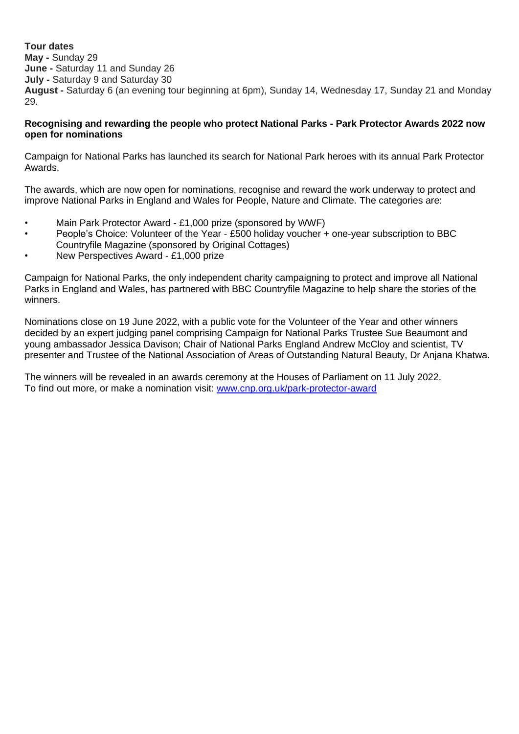**Tour dates**
**May -** Sunday 29
**June -** Saturday 11 and Sunday 26
**July -** Saturday 9 and Saturday 30
**August -** Saturday 6 (an evening tour beginning at 6pm), Sunday 14, Wednesday 17, Sunday 21 and Monday 29.

**Recognising and rewarding the people who protect National Parks - Park Protector Awards 2022 now open for nominations**

Campaign for National Parks has launched its search for National Park heroes with its annual Park Protector Awards.

The awards, which are now open for nominations, recognise and reward the work underway to protect and improve National Parks in England and Wales for People, Nature and Climate. The categories are:

- Main Park Protector Award - £1,000 prize (sponsored by WWF)
- People's Choice: Volunteer of the Year - £500 holiday voucher + one-year subscription to BBC Countryfile Magazine (sponsored by Original Cottages)
- New Perspectives Award - £1,000 prize

Campaign for National Parks, the only independent charity campaigning to protect and improve all National Parks in England and Wales, has partnered with BBC Countryfile Magazine to help share the stories of the winners.

Nominations close on 19 June 2022, with a public vote for the Volunteer of the Year and other winners decided by an expert judging panel comprising Campaign for National Parks Trustee Sue Beaumont and young ambassador Jessica Davison; Chair of National Parks England Andrew McCloy and scientist, TV presenter and Trustee of the National Association of Areas of Outstanding Natural Beauty, Dr Anjana Khatwa.

The winners will be revealed in an awards ceremony at the Houses of Parliament on 11 July 2022.
To find out more, or make a nomination visit: [www.cnp.org.uk/park-protector-award](www.cnp.org.uk/park-protector-award)